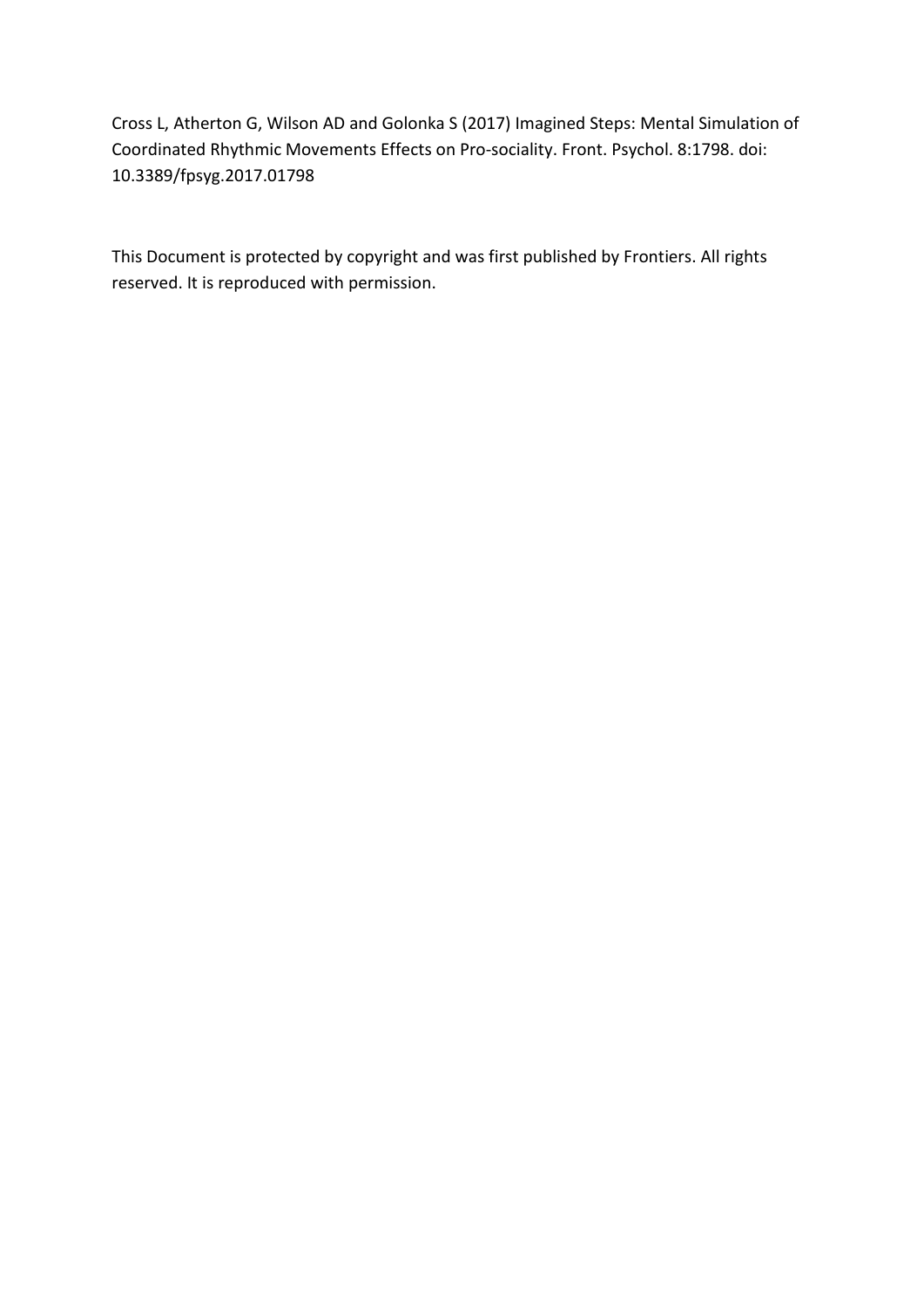Cross L, Atherton G, Wilson AD and Golonka S (2017) Imagined Steps: Mental Simulation of Coordinated Rhythmic Movements Effects on Pro-sociality. Front. Psychol. 8:1798. doi: 10.3389/fpsyg.2017.01798

This Document is protected by copyright and was first published by Frontiers. All rights reserved. It is reproduced with permission.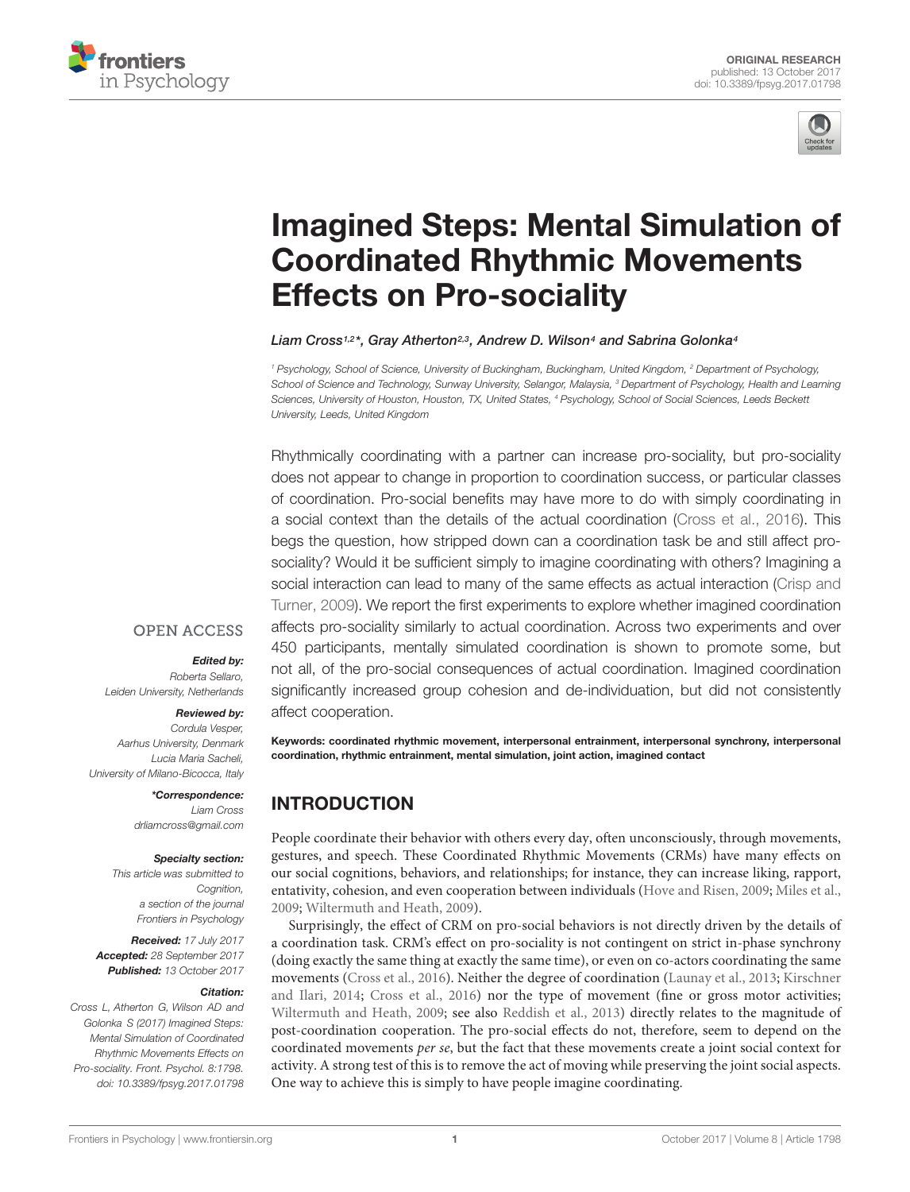# Imagined Steps: Mental Simulation of Coordinated Rhythmic Movements Effects on Pro-sociality

*Liam Cross[1,2]*, Gray Atherton[2,3], Andrew D. Wilson[4] and Sabrina Golonka[4]*

[1] Psychology, School of Science, University of Buckingham, Buckingham, United Kingdom, [2] Department of Psychology, School of Science and Technology, Sunway University, Selangor, Malaysia, [3] Department of Psychology, Health and Learning Sciences, University of Houston, Houston, TX, United States, [4] Psychology, School of Social Sciences, Leeds Beckett University, Leeds, United Kingdom

OPEN ACCESS

***Edited by:***
Roberta Sellaro,
Leiden University, Netherlands

***Reviewed by:***
Cordula Vesper,
Aarhus University, Denmark
Lucia Maria Sacheli,
University of Milano-Bicocca, Italy

***\*Correspondence:***
Liam Cross
drliamcross@gmail.com

**Specialty section:**
This article was submitted to Cognition, a section of the journal Frontiers in Psychology

***Received:*** 17 July 2017
***Accepted:*** 28 September 2017
***Published:*** 13 October 2017

***Citation:***
*Cross L, Atherton G, Wilson AD and Golonka S (2017) Imagined Steps: Mental Simulation of Coordinated Rhythmic Movements Effects on Pro-sociality. Front. Psychol. 8:1798. doi: 10.3389/fpsyg.2017.01798*

Rhythmically coordinating with a partner can increase pro-sociality, but pro-sociality does not appear to change in proportion to coordination success, or particular classes of coordination. Pro-social benefits may have more to do with simply coordinating in a social context than the details of the actual coordination (Cross et al., 2016). This begs the question, how stripped down can a coordination task be and still affect pro-sociality? Would it be sufficient simply to imagine coordinating with others? Imagining a social interaction can lead to many of the same effects as actual interaction (Crisp and Turner, 2009). We report the first experiments to explore whether imagined coordination affects pro-sociality similarly to actual coordination. Across two experiments and over 450 participants, mentally simulated coordination is shown to promote some, but not all, of the pro-social consequences of actual coordination. Imagined coordination significantly increased group cohesion and de-individuation, but did not consistently affect cooperation.

**Keywords: coordinated rhythmic movement, interpersonal entrainment, interpersonal synchrony, interpersonal coordination, rhythmic entrainment, mental simulation, joint action, imagined contact**

## INTRODUCTION

People coordinate their behavior with others every day, often unconsciously, through movements, gestures, and speech. These Coordinated Rhythmic Movements (CRMs) have many effects on our social cognitions, behaviors, and relationships; for instance, they can increase liking, rapport, entativity, cohesion, and even cooperation between individuals (Hove and Risen, 2009; Miles et al., 2009; Wiltermuth and Heath, 2009).

Surprisingly, the effect of CRM on pro-social behaviors is not directly driven by the details of a coordination task. CRM's effect on pro-sociality is not contingent on strict in-phase synchrony (doing exactly the same thing at exactly the same time), or even on co-actors coordinating the same movements (Cross et al., 2016). Neither the degree of coordination (Launay et al., 2013; Kirschner and Ilari, 2014; Cross et al., 2016) nor the type of movement (fine or gross motor activities; Wiltermuth and Heath, 2009; see also Reddish et al., 2013) directly relates to the magnitude of post-coordination cooperation. The pro-social effects do not, therefore, seem to depend on the coordinated movements *per se*, but the fact that these movements create a joint social context for activity. A strong test of this is to remove the act of moving while preserving the joint social aspects. One way to achieve this is simply to have people imagine coordinating.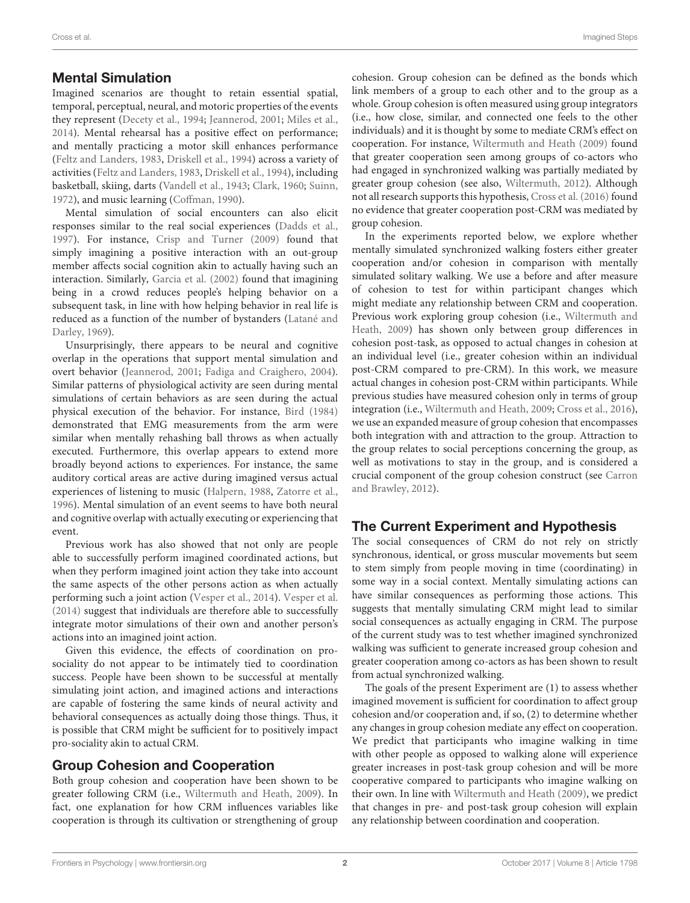## Mental Simulation

Imagined scenarios are thought to retain essential spatial, temporal, perceptual, neural, and motoric properties of the events they represent (Decety et al., 1994; Jeannerod, 2001; Miles et al., 2014). Mental rehearsal has a positive effect on performance; and mentally practicing a motor skill enhances performance (Feltz and Landers, 1983, Driskell et al., 1994) across a variety of activities (Feltz and Landers, 1983, Driskell et al., 1994), including basketball, skiing, darts (Vandell et al., 1943; Clark, 1960; Suinn, 1972), and music learning (Coffman, 1990).

Mental simulation of social encounters can also elicit responses similar to the real social experiences (Dadds et al., 1997). For instance, Crisp and Turner (2009) found that simply imagining a positive interaction with an out-group member affects social cognition akin to actually having such an interaction. Similarly, Garcia et al. (2002) found that imagining being in a crowd reduces people's helping behavior on a subsequent task, in line with how helping behavior in real life is reduced as a function of the number of bystanders (Latané and Darley, 1969).

Unsurprisingly, there appears to be neural and cognitive overlap in the operations that support mental simulation and overt behavior (Jeannerod, 2001; Fadiga and Craighero, 2004). Similar patterns of physiological activity are seen during mental simulations of certain behaviors as are seen during the actual physical execution of the behavior. For instance, Bird (1984) demonstrated that EMG measurements from the arm were similar when mentally rehashing ball throws as when actually executed. Furthermore, this overlap appears to extend more broadly beyond actions to experiences. For instance, the same auditory cortical areas are active during imagined versus actual experiences of listening to music (Halpern, 1988, Zatorre et al., 1996). Mental simulation of an event seems to have both neural and cognitive overlap with actually executing or experiencing that event.

Previous work has also showed that not only are people able to successfully perform imagined coordinated actions, but when they perform imagined joint action they take into account the same aspects of the other persons action as when actually performing such a joint action (Vesper et al., 2014). Vesper et al. (2014) suggest that individuals are therefore able to successfully integrate motor simulations of their own and another person's actions into an imagined joint action.

Given this evidence, the effects of coordination on pro-sociality do not appear to be intimately tied to coordination success. People have been shown to be successful at mentally simulating joint action, and imagined actions and interactions are capable of fostering the same kinds of neural activity and behavioral consequences as actually doing those things. Thus, it is possible that CRM might be sufficient for to positively impact pro-sociality akin to actual CRM.

## Group Cohesion and Cooperation

Both group cohesion and cooperation have been shown to be greater following CRM (i.e., Wiltermuth and Heath, 2009). In fact, one explanation for how CRM influences variables like cooperation is through its cultivation or strengthening of group cohesion. Group cohesion can be defined as the bonds which link members of a group to each other and to the group as a whole. Group cohesion is often measured using group integrators (i.e., how close, similar, and connected one feels to the other individuals) and it is thought by some to mediate CRM's effect on cooperation. For instance, Wiltermuth and Heath (2009) found that greater cooperation seen among groups of co-actors who had engaged in synchronized walking was partially mediated by greater group cohesion (see also, Wiltermuth, 2012). Although not all research supports this hypothesis, Cross et al. (2016) found no evidence that greater cooperation post-CRM was mediated by group cohesion.

In the experiments reported below, we explore whether mentally simulated synchronized walking fosters either greater cooperation and/or cohesion in comparison with mentally simulated solitary walking. We use a before and after measure of cohesion to test for within participant changes which might mediate any relationship between CRM and cooperation. Previous work exploring group cohesion (i.e., Wiltermuth and Heath, 2009) has shown only between group differences in cohesion post-task, as opposed to actual changes in cohesion at an individual level (i.e., greater cohesion within an individual post-CRM compared to pre-CRM). In this work, we measure actual changes in cohesion post-CRM within participants. While previous studies have measured cohesion only in terms of group integration (i.e., Wiltermuth and Heath, 2009; Cross et al., 2016), we use an expanded measure of group cohesion that encompasses both integration with and attraction to the group. Attraction to the group relates to social perceptions concerning the group, as well as motivations to stay in the group, and is considered a crucial component of the group cohesion construct (see Carron and Brawley, 2012).

## The Current Experiment and Hypothesis

The social consequences of CRM do not rely on strictly synchronous, identical, or gross muscular movements but seem to stem simply from people moving in time (coordinating) in some way in a social context. Mentally simulating actions can have similar consequences as performing those actions. This suggests that mentally simulating CRM might lead to similar social consequences as actually engaging in CRM. The purpose of the current study was to test whether imagined synchronized walking was sufficient to generate increased group cohesion and greater cooperation among co-actors as has been shown to result from actual synchronized walking.

The goals of the present Experiment are (1) to assess whether imagined movement is sufficient for coordination to affect group cohesion and/or cooperation and, if so, (2) to determine whether any changes in group cohesion mediate any effect on cooperation. We predict that participants who imagine walking in time with other people as opposed to walking alone will experience greater increases in post-task group cohesion and will be more cooperative compared to participants who imagine walking on their own. In line with Wiltermuth and Heath (2009), we predict that changes in pre- and post-task group cohesion will explain any relationship between coordination and cooperation.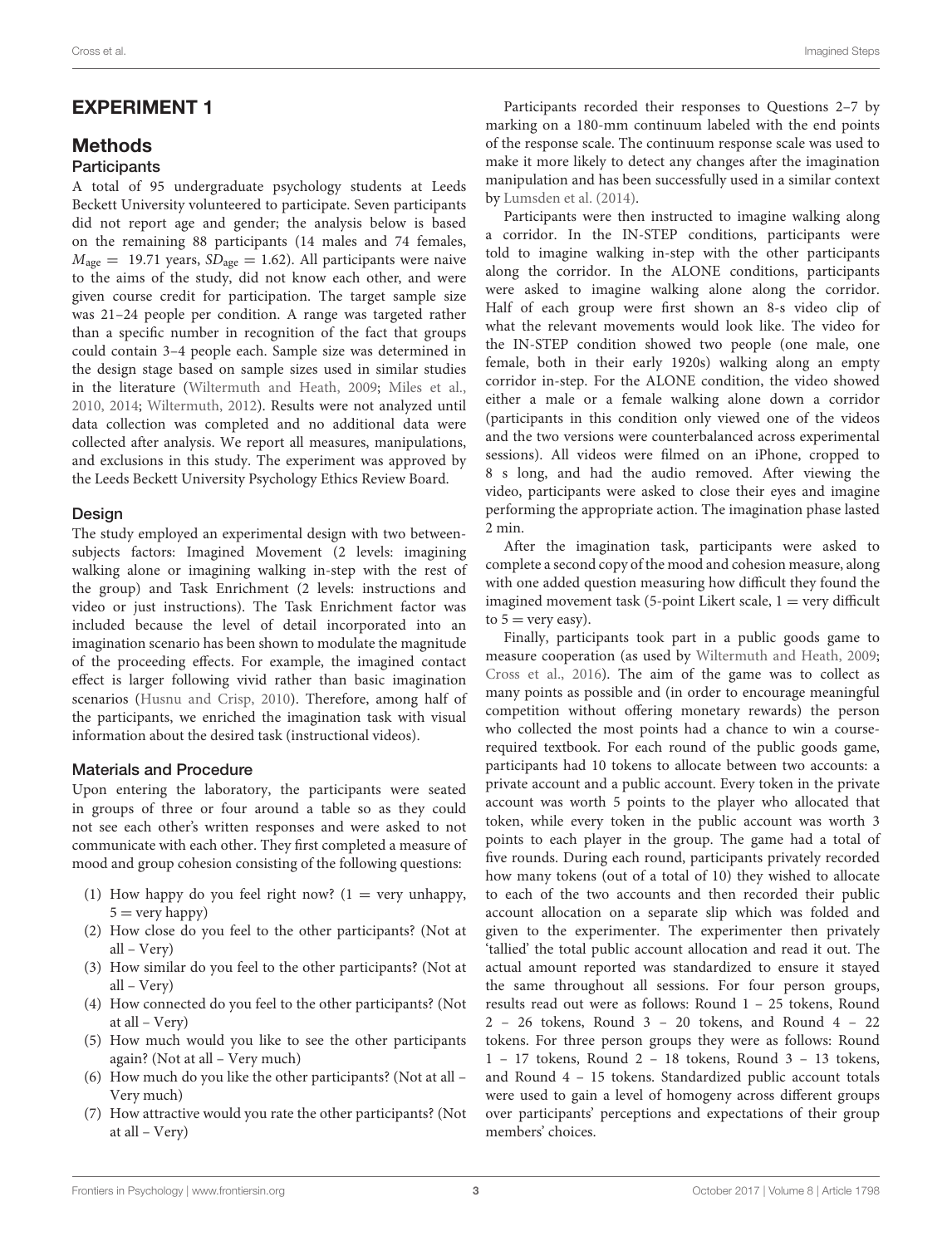## EXPERIMENT 1

## Methods

### Participants

A total of 95 undergraduate psychology students at Leeds Beckett University volunteered to participate. Seven participants did not report age and gender; the analysis below is based on the remaining 88 participants (14 males and 74 females, $M_{age}$ = 19.71 years, $SD_{age}$ = 1.62). All participants were naive to the aims of the study, did not know each other, and were given course credit for participation. The target sample size was 21–24 people per condition. A range was targeted rather than a specific number in recognition of the fact that groups could contain 3–4 people each. Sample size was determined in the design stage based on sample sizes used in similar studies in the literature (Wiltermuth and Heath, 2009; Miles et al., 2010, 2014; Wiltermuth, 2012). Results were not analyzed until data collection was completed and no additional data were collected after analysis. We report all measures, manipulations, and exclusions in this study. The experiment was approved by the Leeds Beckett University Psychology Ethics Review Board.

### Design

The study employed an experimental design with two between-subjects factors: Imagined Movement (2 levels: imagining walking alone or imagining walking in-step with the rest of the group) and Task Enrichment (2 levels: instructions and video or just instructions). The Task Enrichment factor was included because the level of detail incorporated into an imagination scenario has been shown to modulate the magnitude of the proceeding effects. For example, the imagined contact effect is larger following vivid rather than basic imagination scenarios (Husnu and Crisp, 2010). Therefore, among half of the participants, we enriched the imagination task with visual information about the desired task (instructional videos).

### Materials and Procedure

Upon entering the laboratory, the participants were seated in groups of three or four around a table so as they could not see each other's written responses and were asked to not communicate with each other. They first completed a measure of mood and group cohesion consisting of the following questions:

(1) How happy do you feel right now? (1 = very unhappy, 5 = very happy)
(2) How close do you feel to the other participants? (Not at all – Very)
(3) How similar do you feel to the other participants? (Not at all – Very)
(4) How connected do you feel to the other participants? (Not at all – Very)
(5) How much would you like to see the other participants again? (Not at all – Very much)
(6) How much do you like the other participants? (Not at all – Very much)
(7) How attractive would you rate the other participants? (Not at all – Very)

Participants recorded their responses to Questions 2–7 by marking on a 180-mm continuum labeled with the end points of the response scale. The continuum response scale was used to make it more likely to detect any changes after the imagination manipulation and has been successfully used in a similar context by Lumsden et al. (2014).

Participants were then instructed to imagine walking along a corridor. In the IN-STEP conditions, participants were told to imagine walking in-step with the other participants along the corridor. In the ALONE conditions, participants were asked to imagine walking alone along the corridor. Half of each group were first shown an 8-s video clip of what the relevant movements would look like. The video for the IN-STEP condition showed two people (one male, one female, both in their early 1920s) walking along an empty corridor in-step. For the ALONE condition, the video showed either a male or a female walking alone down a corridor (participants in this condition only viewed one of the videos and the two versions were counterbalanced across experimental sessions). All videos were filmed on an iPhone, cropped to 8 s long, and had the audio removed. After viewing the video, participants were asked to close their eyes and imagine performing the appropriate action. The imagination phase lasted 2 min.

After the imagination task, participants were asked to complete a second copy of the mood and cohesion measure, along with one added question measuring how difficult they found the imagined movement task (5-point Likert scale, 1 = very difficult to 5 = very easy).

Finally, participants took part in a public goods game to measure cooperation (as used by Wiltermuth and Heath, 2009; Cross et al., 2016). The aim of the game was to collect as many points as possible and (in order to encourage meaningful competition without offering monetary rewards) the person who collected the most points had a chance to win a course-required textbook. For each round of the public goods game, participants had 10 tokens to allocate between two accounts: a private account and a public account. Every token in the private account was worth 5 points to the player who allocated that token, while every token in the public account was worth 3 points to each player in the group. The game had a total of five rounds. During each round, participants privately recorded how many tokens (out of a total of 10) they wished to allocate to each of the two accounts and then recorded their public account allocation on a separate slip which was folded and given to the experimenter. The experimenter then privately 'tallied' the total public account allocation and read it out. The actual amount reported was standardized to ensure it stayed the same throughout all sessions. For four person groups, results read out were as follows: Round 1 – 25 tokens, Round 2 – 26 tokens, Round 3 – 20 tokens, and Round 4 – 22 tokens. For three person groups they were as follows: Round 1 – 17 tokens, Round 2 – 18 tokens, Round 3 – 13 tokens, and Round 4 – 15 tokens. Standardized public account totals were used to gain a level of homogeny across different groups over participants' perceptions and expectations of their group members' choices.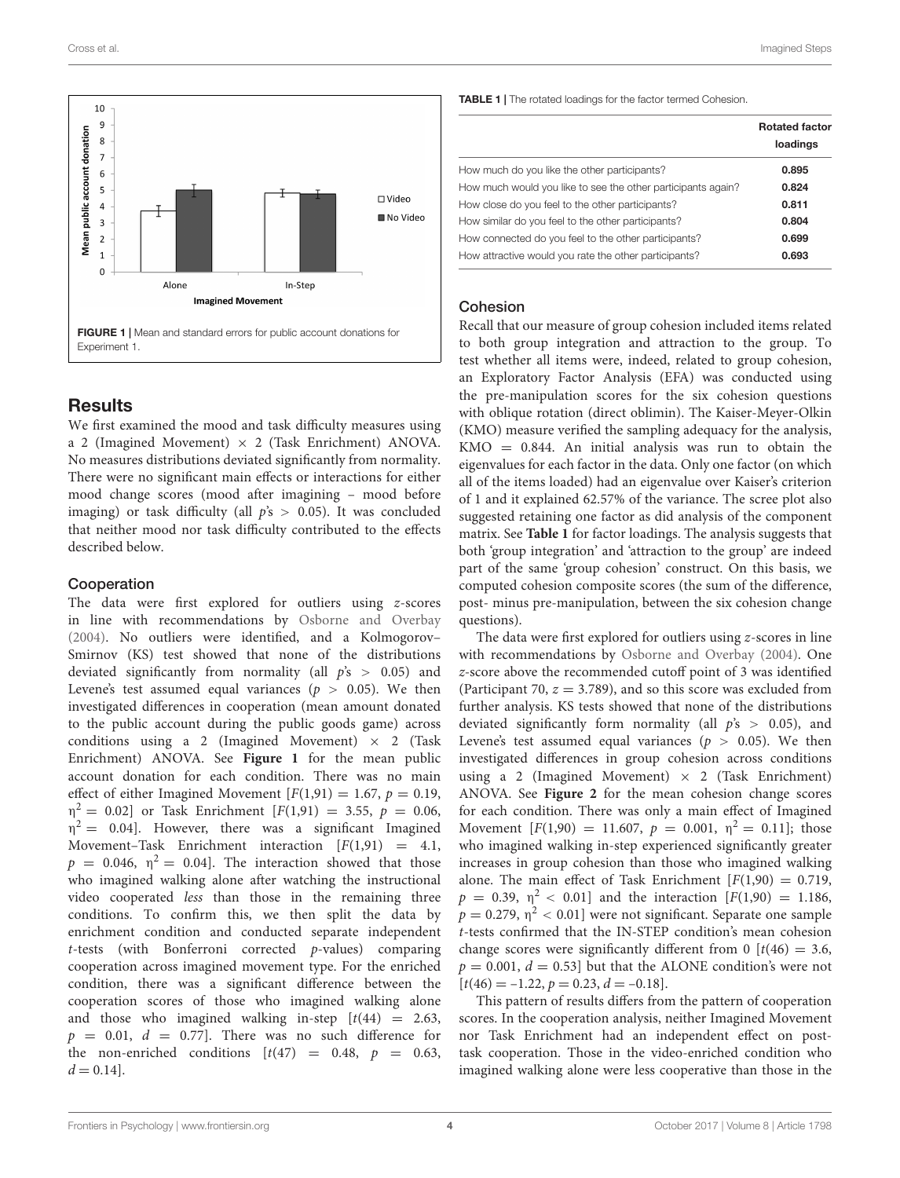FIGURE 1 | Mean and standard errors for public account donations for Experiment 1.

## Results

We first examined the mood and task difficulty measures using a 2 (Imagined Movement) × 2 (Task Enrichment) ANOVA. No measures distributions deviated significantly from normality. There were no significant main effects or interactions for either mood change scores (mood after imagining – mood before imaging) or task difficulty (all $p$'s > 0.05). It was concluded that neither mood nor task difficulty contributed to the effects described below.

### Cooperation

The data were first explored for outliers using $z$-scores in line with recommendations by Osborne and Overbay (2004). No outliers were identified, and a Kolmogorov–Smirnov (KS) test showed that none of the distributions deviated significantly from normality (all $p$'s > 0.05) and Levene's test assumed equal variances ($p > 0.05$). We then investigated differences in cooperation (mean amount donated to the public account during the public goods game) across conditions using a 2 (Imagined Movement) × 2 (Task Enrichment) ANOVA. See **Figure 1** for the mean public account donation for each condition. There was no main effect of either Imagined Movement [$F(1,91) = 1.67$, $p = 0.19$, $\eta^2 = 0.02$] or Task Enrichment [$F(1,91) = 3.55$, $p = 0.06$, $\eta^2 = 0.04$]. However, there was a significant Imagined Movement–Task Enrichment interaction [$F(1,91) = 4.1$, $p = 0.046$, $\eta^2 = 0.04$]. The interaction showed that those who imagined walking alone after watching the instructional video cooperated *less* than those in the remaining three conditions. To confirm this, we then split the data by enrichment condition and conducted separate independent $t$-tests (with Bonferroni corrected $p$-values) comparing cooperation across imagined movement type. For the enriched condition, there was a significant difference between the cooperation scores of those who imagined walking alone and those who imagined walking in-step [$t(44) = 2.63$, $p = 0.01$, $d = 0.77$]. There was no such difference for the non-enriched conditions [$t(47) = 0.48$, $p = 0.63$, $d = 0.14$].

**TABLE 1 |** The rotated loadings for the factor termed Cohesion.

| | Rotated factor loadings |
|---|---|
| How much do you like the other participants? | **0.895** |
| How much would you like to see the other participants again? | **0.824** |
| How close do you feel to the other participants? | **0.811** |
| How similar do you feel to the other participants? | **0.804** |
| How connected do you feel to the other participants? | **0.699** |
| How attractive would you rate the other participants? | **0.693** |

### Cohesion

Recall that our measure of group cohesion included items related to both group integration and attraction to the group. To test whether all items were, indeed, related to group cohesion, an Exploratory Factor Analysis (EFA) was conducted using the pre-manipulation scores for the six cohesion questions with oblique rotation (direct oblimin). The Kaiser-Meyer-Olkin (KMO) measure verified the sampling adequacy for the analysis, KMO = 0.844. An initial analysis was run to obtain the eigenvalues for each factor in the data. Only one factor (on which all of the items loaded) had an eigenvalue over Kaiser's criterion of 1 and it explained 62.57% of the variance. The scree plot also suggested retaining one factor as did analysis of the component matrix. See **Table 1** for factor loadings. The analysis suggests that both 'group integration' and 'attraction to the group' are indeed part of the same 'group cohesion' construct. On this basis, we computed cohesion composite scores (the sum of the difference, post- minus pre-manipulation, between the six cohesion change questions).

The data were first explored for outliers using $z$-scores in line with recommendations by Osborne and Overbay (2004). One $z$-score above the recommended cutoff point of 3 was identified (Participant 70, $z = 3.789$), and so this score was excluded from further analysis. KS tests showed that none of the distributions deviated significantly form normality (all $p$'s > 0.05), and Levene's test assumed equal variances ($p > 0.05$). We then investigated differences in group cohesion across conditions using a 2 (Imagined Movement) × 2 (Task Enrichment) ANOVA. See **Figure 2** for the mean cohesion change scores for each condition. There was only a main effect of Imagined Movement [$F(1,90) = 11.607$, $p = 0.001$, $\eta^2 = 0.11$]; those who imagined walking in-step experienced significantly greater increases in group cohesion than those who imagined walking alone. The main effect of Task Enrichment [$F(1,90) = 0.719$, $p = 0.39$, $\eta^2 < 0.01$] and the interaction [$F(1,90) = 1.186$, $p = 0.279$, $\eta^2 < 0.01$] were not significant. Separate one sample $t$-tests confirmed that the IN-STEP condition's mean cohesion change scores were significantly different from 0 [$t(46) = 3.6$, $p = 0.001$, $d = 0.53$] but that the ALONE condition's were not [$t(46) = -1.22$, $p = 0.23$, $d = -0.18$].

This pattern of results differs from the pattern of cooperation scores. In the cooperation analysis, neither Imagined Movement nor Task Enrichment had an independent effect on post-task cooperation. Those in the video-enriched condition who imagined walking alone were less cooperative than those in the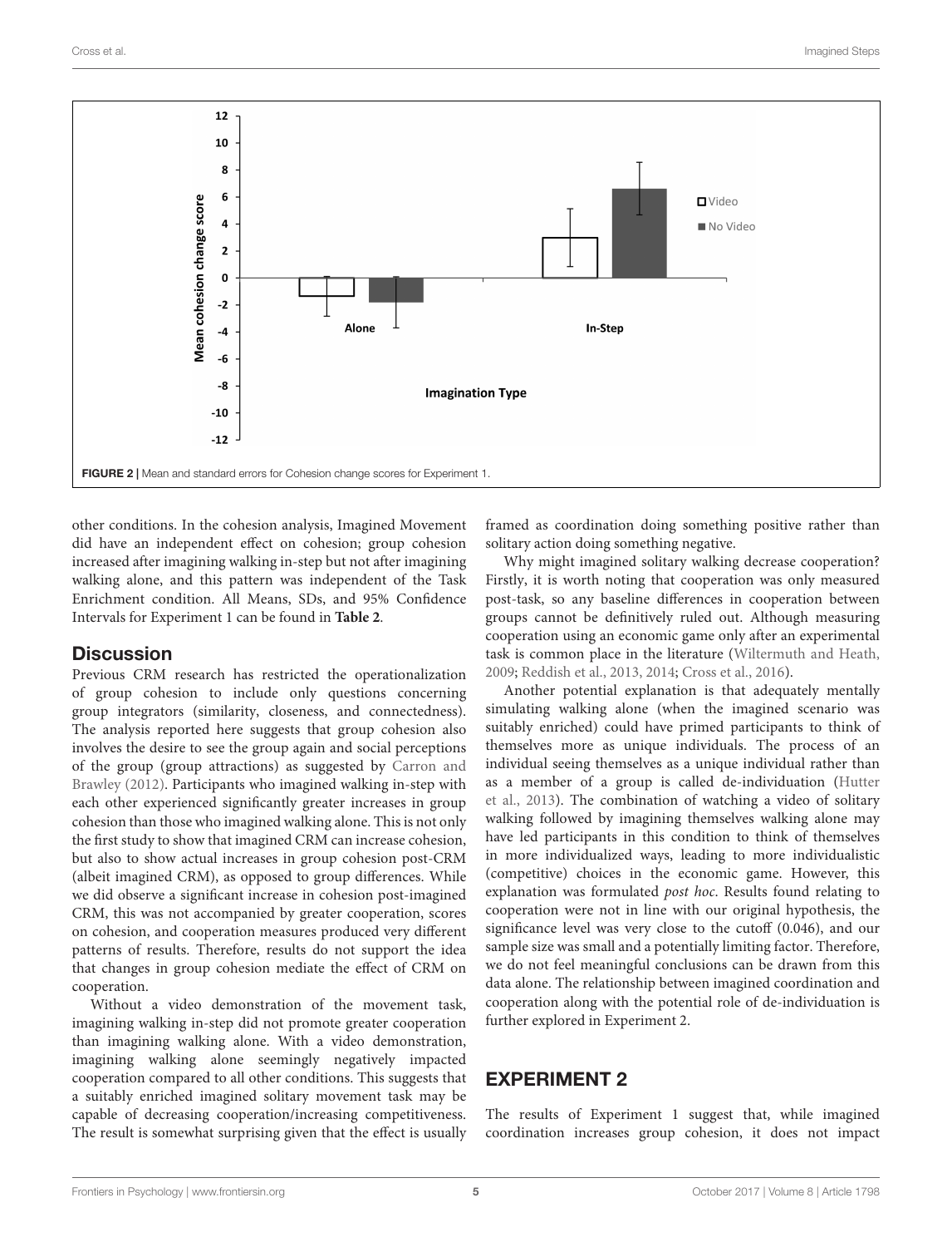FIGURE 2 | Mean and standard errors for Cohesion change scores for Experiment 1.

other conditions. In the cohesion analysis, Imagined Movement did have an independent effect on cohesion; group cohesion increased after imagining walking in-step but not after imagining walking alone, and this pattern was independent of the Task Enrichment condition. All Means, SDs, and 95% Confidence Intervals for Experiment 1 can be found in **Table 2**.

## Discussion

Previous CRM research has restricted the operationalization of group cohesion to include only questions concerning group integrators (similarity, closeness, and connectedness). The analysis reported here suggests that group cohesion also involves the desire to see the group again and social perceptions of the group (group attractions) as suggested by Carron and Brawley (2012). Participants who imagined walking in-step with each other experienced significantly greater increases in group cohesion than those who imagined walking alone. This is not only the first study to show that imagined CRM can increase cohesion, but also to show actual increases in group cohesion post-CRM (albeit imagined CRM), as opposed to group differences. While we did observe a significant increase in cohesion post-imagined CRM, this was not accompanied by greater cooperation, scores on cohesion, and cooperation measures produced very different patterns of results. Therefore, results do not support the idea that changes in group cohesion mediate the effect of CRM on cooperation.

Without a video demonstration of the movement task, imagining walking in-step did not promote greater cooperation than imagining walking alone. With a video demonstration, imagining walking alone seemingly negatively impacted cooperation compared to all other conditions. This suggests that a suitably enriched imagined solitary movement task may be capable of decreasing cooperation/increasing competitiveness. The result is somewhat surprising given that the effect is usually framed as coordination doing something positive rather than solitary action doing something negative.

Why might imagined solitary walking decrease cooperation? Firstly, it is worth noting that cooperation was only measured post-task, so any baseline differences in cooperation between groups cannot be definitively ruled out. Although measuring cooperation using an economic game only after an experimental task is common place in the literature (Wiltermuth and Heath, 2009; Reddish et al., 2013, 2014; Cross et al., 2016).

Another potential explanation is that adequately mentally simulating walking alone (when the imagined scenario was suitably enriched) could have primed participants to think of themselves more as unique individuals. The process of an individual seeing themselves as a unique individual rather than as a member of a group is called de-individuation (Hutter et al., 2013). The combination of watching a video of solitary walking followed by imagining themselves walking alone may have led participants in this condition to think of themselves in more individualized ways, leading to more individualistic (competitive) choices in the economic game. However, this explanation was formulated *post hoc*. Results found relating to cooperation were not in line with our original hypothesis, the significance level was very close to the cutoff (0.046), and our sample size was small and a potentially limiting factor. Therefore, we do not feel meaningful conclusions can be drawn from this data alone. The relationship between imagined coordination and cooperation along with the potential role of de-individuation is further explored in Experiment 2.

# EXPERIMENT 2

The results of Experiment 1 suggest that, while imagined coordination increases group cohesion, it does not impact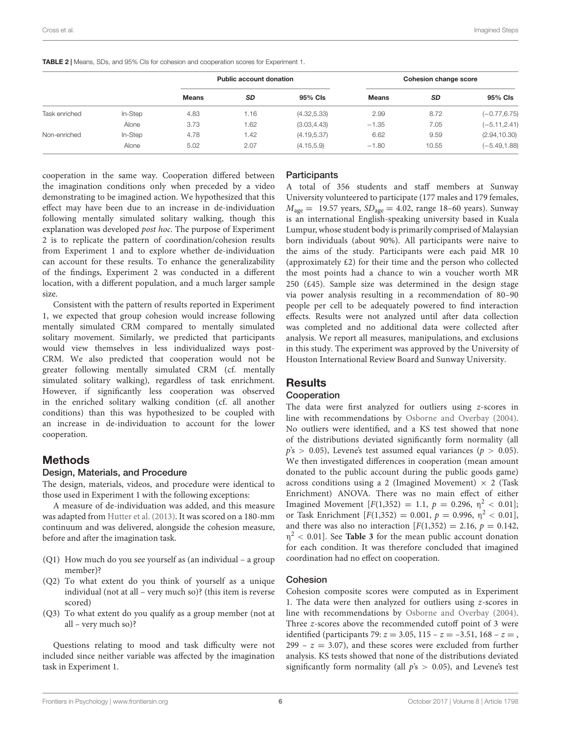TABLE 2 | Means, SDs, and 95% CIs for cohesion and cooperation scores for Experiment 1.

| | | Public account donation | | | Cohesion change score | | |
|---|---|---|---|---|---|---|---|
| | | **Means** | ***SD*** | **95% CIs** | **Means** | ***SD*** | **95% CIs** |
| Task enriched | In-Step | 4.83 | 1.16 | (4.32,5.33) | 2.99 | 8.72 | (−0.77,6.75) |
| | Alone | 3.73 | 1.62 | (3.03,4.43) | −1.35 | 7.05 | (−5.11,2.41) |
| Non-enriched | In-Step | 4.78 | 1.42 | (4.19,5.37) | 6.62 | 9.59 | (2.94,10.30) |
| | Alone | 5.02 | 2.07 | (4.15,5.9) | −1.80 | 10.55 | (−5.49,1.88) |

cooperation in the same way. Cooperation differed between the imagination conditions only when preceded by a video demonstrating to be imagined action. We hypothesized that this effect may have been due to an increase in de-individuation following mentally simulated solitary walking, though this explanation was developed *post hoc*. The purpose of Experiment 2 is to replicate the pattern of coordination/cohesion results from Experiment 1 and to explore whether de-individuation can account for these results. To enhance the generalizability of the findings, Experiment 2 was conducted in a different location, with a different population, and a much larger sample size.

Consistent with the pattern of results reported in Experiment 1, we expected that group cohesion would increase following mentally simulated CRM compared to mentally simulated solitary movement. Similarly, we predicted that participants would view themselves in less individualized ways post-CRM. We also predicted that cooperation would not be greater following mentally simulated CRM (cf. mentally simulated solitary walking), regardless of task enrichment. However, if significantly less cooperation was observed in the enriched solitary walking condition (cf. all another conditions) than this was hypothesized to be coupled with an increase in de-individuation to account for the lower cooperation.

## Methods

### Design, Materials, and Procedure

The design, materials, videos, and procedure were identical to those used in Experiment 1 with the following exceptions:

A measure of de-individuation was added, and this measure was adapted from Hutter et al. (2013). It was scored on a 180-mm continuum and was delivered, alongside the cohesion measure, before and after the imagination task.

(Q1) How much do you see yourself as (an individual – a group member)?

(Q2) To what extent do you think of yourself as a unique individual (not at all – very much so)? (this item is reverse scored)

(Q3) To what extent do you qualify as a group member (not at all – very much so)?

Questions relating to mood and task difficulty were not included since neither variable was affected by the imagination task in Experiment 1.

### Participants

A total of 356 students and staff members at Sunway University volunteered to participate (177 males and 179 females, $M_{\text{age}} =$ 19.57 years, $SD_{\text{age}} = 4.02$, range 18–60 years). Sunway is an international English-speaking university based in Kuala Lumpur, whose student body is primarily comprised of Malaysian born individuals (about 90%). All participants were naive to the aims of the study. Participants were each paid MR 10 (approximately £2) for their time and the person who collected the most points had a chance to win a voucher worth MR 250 (£45). Sample size was determined in the design stage via power analysis resulting in a recommendation of 80–90 people per cell to be adequately powered to find interaction effects. Results were not analyzed until after data collection was completed and no additional data were collected after analysis. We report all measures, manipulations, and exclusions in this study. The experiment was approved by the University of Houston International Review Board and Sunway University.

## Results

### Cooperation

The data were first analyzed for outliers using *z*-scores in line with recommendations by Osborne and Overbay (2004). No outliers were identified, and a KS test showed that none of the distributions deviated significantly form normality (all $p$'s $> 0.05$), Levene's test assumed equal variances ($p > 0.05$). We then investigated differences in cooperation (mean amount donated to the public account during the public goods game) across conditions using a 2 (Imagined Movement) × 2 (Task Enrichment) ANOVA. There was no main effect of either Imagined Movement [$F(1,352) = 1.1$, $p = 0.296$, $\eta^2 < 0.01$]; or Task Enrichment [$F(1,352) = 0.001$, $p = 0.996$, $\eta^2 < 0.01$], and there was also no interaction [$F(1,352) = 2.16$, $p = 0.142$, $\eta^2 < 0.01$]. See **Table 3** for the mean public account donation for each condition. It was therefore concluded that imagined coordination had no effect on cooperation.

### Cohesion

Cohesion composite scores were computed as in Experiment 1. The data were then analyzed for outliers using *z*-scores in line with recommendations by Osborne and Overbay (2004). Three *z*-scores above the recommended cutoff point of 3 were identified (participants 79: $z = 3.05$, 115 – $z = -3.51$, 168 – $z =$ , 299 – $z = 3.07$), and these scores were excluded from further analysis. KS tests showed that none of the distributions deviated significantly form normality (all $p$'s $> 0.05$), and Levene's test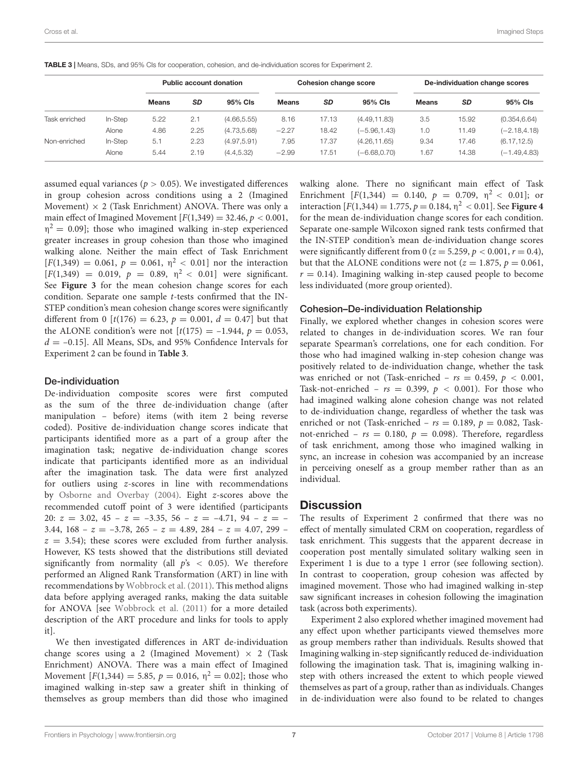**TABLE 3** | Means, SDs, and 95% CIs for cooperation, cohesion, and de-individuation scores for Experiment 2.

| | | Public account donation | | | Cohesion change score | | | De-individuation change scores | | |
|---|---|---|---|---|---|---|---|---|---|---|
| | | **Means** | ***SD*** | **95% CIs** | **Means** | ***SD*** | **95% CIs** | **Means** | ***SD*** | **95% CIs** |
| Task enriched | In-Step | 5.22 | 2.1 | (4.66,5.55) | 8.16 | 17.13 | (4.49,11.83) | 3.5 | 15.92 | (0.354,6.64) |
| | Alone | 4.86 | 2.25 | (4.73,5.68) | −2.27 | 18.42 | (−5.96,1.43) | 1.0 | 11.49 | (−2.18,4.18) |
| Non-enriched | In-Step | 5.1 | 2.23 | (4.97,5.91) | 7.95 | 17.37 | (4.26,11.65) | 9.34 | 17.46 | (6.17,12.5) |
| | Alone | 5.44 | 2.19 | (4.4,5.32) | −2.99 | 17.51 | (−6.68,0.70) | 1.67 | 14.38 | (−1.49,4.83) |

assumed equal variances ($p > 0.05$). We investigated differences in group cohesion across conditions using a 2 (Imagined Movement) × 2 (Task Enrichment) ANOVA. There was only a main effect of Imagined Movement [$F(1,349) = 32.46$, $p < 0.001$, $\eta^2 = 0.09$]; those who imagined walking in-step experienced greater increases in group cohesion than those who imagined walking alone. Neither the main effect of Task Enrichment [$F(1,349) = 0.061$, $p = 0.061$, $\eta^2 < 0.01$] nor the interaction [$F(1,349) = 0.019$, $p = 0.89$, $\eta^2 < 0.01$] were significant. See **Figure 3** for the mean cohesion change scores for each condition. Separate one sample *t*-tests confirmed that the IN-STEP condition's mean cohesion change scores were significantly different from 0 [$t(176) = 6.23$, $p = 0.001$, $d = 0.47$] but that the ALONE condition's were not [$t(175) = -1.944$, $p = 0.053$, $d = -0.15$]. All Means, SDs, and 95% Confidence Intervals for Experiment 2 can be found in **Table 3**.

### De-individuation

De-individuation composite scores were first computed as the sum of the three de-individuation change (after manipulation – before) items (with item 2 being reverse coded). Positive de-individuation change scores indicate that participants identified more as a part of a group after the imagination task; negative de-individuation change scores indicate that participants identified more as an individual after the imagination task. The data were first analyzed for outliers using *z*-scores in line with recommendations by Osborne and Overbay (2004). Eight *z*-scores above the recommended cutoff point of 3 were identified (participants 20: $z = 3.02$, 45 – $z = -3.35$, 56 – $z = -4.71$, 94 – $z = -3.44$, 168 – $z = -3.78$, 265 – $z = 4.89$, 284 – $z = 4.07$, 299 – $z = 3.54$); these scores were excluded from further analysis. However, KS tests showed that the distributions still deviated significantly from normality (all *p*'s $< 0.05$). We therefore performed an Aligned Rank Transformation (ART) in line with recommendations by Wobbrock et al. (2011). This method aligns data before applying averaged ranks, making the data suitable for ANOVA [see Wobbrock et al. (2011) for a more detailed description of the ART procedure and links for tools to apply it].

We then investigated differences in ART de-individuation change scores using a 2 (Imagined Movement) × 2 (Task Enrichment) ANOVA. There was a main effect of Imagined Movement [$F(1,344) = 5.85$, $p = 0.016$, $\eta^2 = 0.02$]; those who imagined walking in-step saw a greater shift in thinking of themselves as group members than did those who imagined walking alone. There no significant main effect of Task Enrichment [$F(1,344) = 0.140$, $p = 0.709$, $\eta^2 < 0.01$]; or interaction [$F(1,344) = 1.775$, $p = 0.184$, $\eta^2 < 0.01$]. See **Figure 4** for the mean de-individuation change scores for each condition. Separate one-sample Wilcoxon signed rank tests confirmed that the IN-STEP condition's mean de-individuation change scores were significantly different from 0 ($z = 5.259$, $p < 0.001$, $r = 0.4$), but that the ALONE conditions were not ($z = 1.875$, $p = 0.061$, $r = 0.14$). Imagining walking in-step caused people to become less individuated (more group oriented).

### Cohesion–De-individuation Relationship

Finally, we explored whether changes in cohesion scores were related to changes in de-individuation scores. We ran four separate Spearman's correlations, one for each condition. For those who had imagined walking in-step cohesion change was positively related to de-individuation change, whether the task was enriched or not (Task-enriched – $rs = 0.459$, $p < 0.001$, Task-not-enriched – $rs = 0.399$, $p < 0.001$). For those who had imagined walking alone cohesion change was not related to de-individuation change, regardless of whether the task was enriched or not (Task-enriched – $rs = 0.189$, $p = 0.082$, Task-not-enriched – $rs = 0.180$, $p = 0.098$). Therefore, regardless of task enrichment, among those who imagined walking in sync, an increase in cohesion was accompanied by an increase in perceiving oneself as a group member rather than as an individual.

## Discussion

The results of Experiment 2 confirmed that there was no effect of mentally simulated CRM on cooperation, regardless of task enrichment. This suggests that the apparent decrease in cooperation post mentally simulated solitary walking seen in Experiment 1 is due to a type 1 error (see following section). In contrast to cooperation, group cohesion was affected by imagined movement. Those who had imagined walking in-step saw significant increases in cohesion following the imagination task (across both experiments).

Experiment 2 also explored whether imagined movement had any effect upon whether participants viewed themselves more as group members rather than individuals. Results showed that Imagining walking in-step significantly reduced de-individuation following the imagination task. That is, imagining walking in-step with others increased the extent to which people viewed themselves as part of a group, rather than as individuals. Changes in de-individuation were also found to be related to changes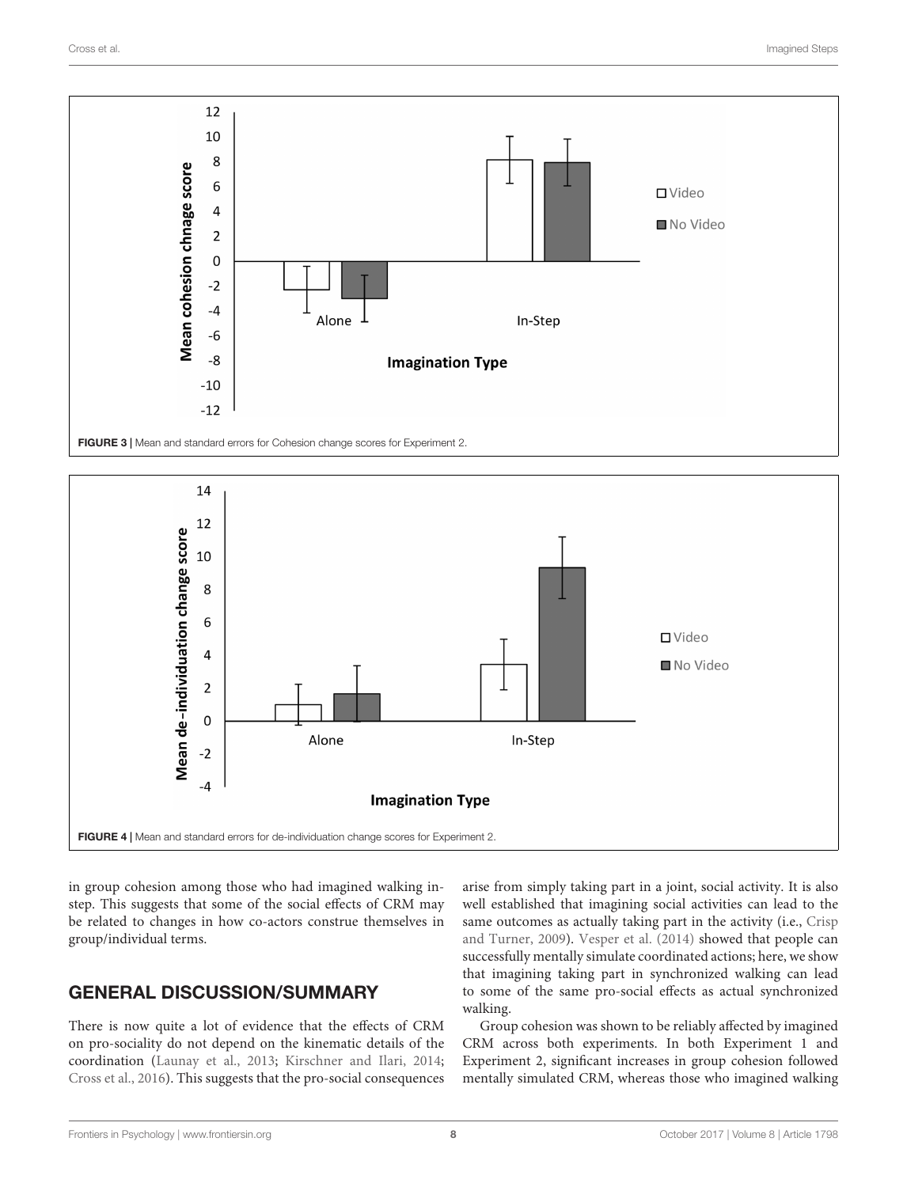FIGURE 3 | Mean and standard errors for Cohesion change scores for Experiment 2.

FIGURE 4 | Mean and standard errors for de-individuation change scores for Experiment 2.

in group cohesion among those who had imagined walking in-step. This suggests that some of the social effects of CRM may be related to changes in how co-actors construe themselves in group/individual terms.

## GENERAL DISCUSSION/SUMMARY

There is now quite a lot of evidence that the effects of CRM on pro-sociality do not depend on the kinematic details of the coordination (Launay et al., 2013; Kirschner and Ilari, 2014; Cross et al., 2016). This suggests that the pro-social consequences arise from simply taking part in a joint, social activity. It is also well established that imagining social activities can lead to the same outcomes as actually taking part in the activity (i.e., Crisp and Turner, 2009). Vesper et al. (2014) showed that people can successfully mentally simulate coordinated actions; here, we show that imagining taking part in synchronized walking can lead to some of the same pro-social effects as actual synchronized walking.

Group cohesion was shown to be reliably affected by imagined CRM across both experiments. In both Experiment 1 and Experiment 2, significant increases in group cohesion followed mentally simulated CRM, whereas those who imagined walking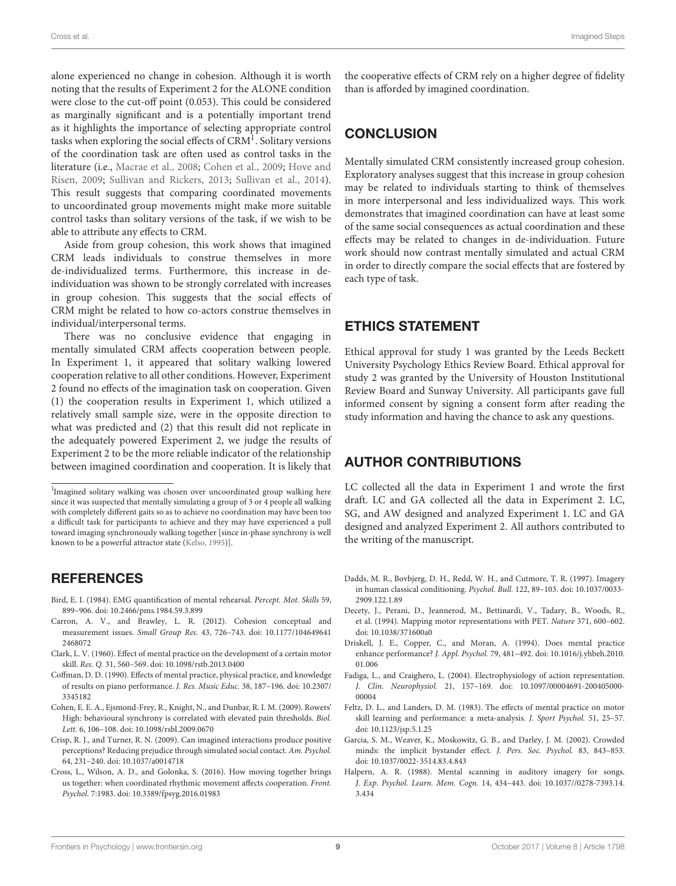alone experienced no change in cohesion. Although it is worth noting that the results of Experiment 2 for the ALONE condition were close to the cut-off point (0.053). This could be considered as marginally significant and is a potentially important trend as it highlights the importance of selecting appropriate control tasks when exploring the social effects of CRM[1]. Solitary versions of the coordination task are often used as control tasks in the literature (i.e., Macrae et al., 2008; Cohen et al., 2009; Hove and Risen, 2009; Sullivan and Rickers, 2013; Sullivan et al., 2014). This result suggests that comparing coordinated movements to uncoordinated group movements might make more suitable control tasks than solitary versions of the task, if we wish to be able to attribute any effects to CRM.

Aside from group cohesion, this work shows that imagined CRM leads individuals to construe themselves in more de-individualized terms. Furthermore, this increase in de-individuation was shown to be strongly correlated with increases in group cohesion. This suggests that the social effects of CRM might be related to how co-actors construe themselves in individual/interpersonal terms.

There was no conclusive evidence that engaging in mentally simulated CRM affects cooperation between people. In Experiment 1, it appeared that solitary walking lowered cooperation relative to all other conditions. However, Experiment 2 found no effects of the imagination task on cooperation. Given (1) the cooperation results in Experiment 1, which utilized a relatively small sample size, were in the opposite direction to what was predicted and (2) that this result did not replicate in the adequately powered Experiment 2, we judge the results of Experiment 2 to be the more reliable indicator of the relationship between imagined coordination and cooperation. It is likely that the cooperative effects of CRM rely on a higher degree of fidelity than is afforded by imagined coordination.

[1]Imagined solitary walking was chosen over uncoordinated group walking here since it was suspected that mentally simulating a group of 3 or 4 people all walking with completely different gaits so as to achieve no coordination may have been too a difficult task for participants to achieve and they may have experienced a pull toward imaging synchronously walking together [since in-phase synchrony is well known to be a powerful attractor state (Kelso, 1995)].

## CONCLUSION

Mentally simulated CRM consistently increased group cohesion. Exploratory analyses suggest that this increase in group cohesion may be related to individuals starting to think of themselves in more interpersonal and less individualized ways. This work demonstrates that imagined coordination can have at least some of the same social consequences as actual coordination and these effects may be related to changes in de-individuation. Future work should now contrast mentally simulated and actual CRM in order to directly compare the social effects that are fostered by each type of task.

## ETHICS STATEMENT

Ethical approval for study 1 was granted by the Leeds Beckett University Psychology Ethics Review Board. Ethical approval for study 2 was granted by the University of Houston Institutional Review Board and Sunway University. All participants gave full informed consent by signing a consent form after reading the study information and having the chance to ask any questions.

## AUTHOR CONTRIBUTIONS

LC collected all the data in Experiment 1 and wrote the first draft. LC and GA collected all the data in Experiment 2. LC, SG, and AW designed and analyzed Experiment 1. LC and GA designed and analyzed Experiment 2. All authors contributed to the writing of the manuscript.

## REFERENCES

Bird, E. I. (1984). EMG quantification of mental rehearsal. *Percept. Mot. Skills* 59, 899–906. doi: 10.2466/pms.1984.59.3.899

Carron, A. V., and Brawley, L. R. (2012). Cohesion conceptual and measurement issues. *Small Group Res.* 43, 726–743. doi: 10.1177/1046496412468072

Clark, L. V. (1960). Effect of mental practice on the development of a certain motor skill. *Res. Q.* 31, 560–569. doi: 10.1098/rstb.2013.0400

Coffman, D. D. (1990). Effects of mental practice, physical practice, and knowledge of results on piano performance. *J. Res. Music Educ.* 38, 187–196. doi: 10.2307/3345182

Cohen, E. E. A., Ejsmond-Frey, R., Knight, N., and Dunbar, R. I. M. (2009). Rowers' High: behavioural synchrony is correlated with elevated pain thresholds. *Biol. Lett.* 6, 106–108. doi: 10.1098/rsbl.2009.0670

Crisp, R. J., and Turner, R. N. (2009). Can imagined interactions produce positive perceptions? Reducing prejudice through simulated social contact. *Am. Psychol.* 64, 231–240. doi: 10.1037/a0014718

Cross, L., Wilson, A. D., and Golonka, S. (2016). How moving together brings us together: when coordinated rhythmic movement affects cooperation. *Front. Psychol.* 7:1983. doi: 10.3389/fpsyg.2016.01983

Dadds, M. R., Bovbjerg, D. H., Redd, W. H., and Cutmore, T. R. (1997). Imagery in human classical conditioning. *Psychol. Bull.* 122, 89–103. doi: 10.1037/0033-2909.122.1.89

Decety, J., Perani, D., Jeannerod, M., Bettinardi, V., Tadary, B., Woods, R., et al. (1994). Mapping motor representations with PET. *Nature* 371, 600–602. doi: 10.1038/371600a0

Driskell, J. E., Copper, C., and Moran, A. (1994). Does mental practice enhance performance? *J. Appl. Psychol.* 79, 481–492. doi: 10.1016/j.yhbeh.2010.01.006

Fadiga, L., and Craighero, L. (2004). Electrophysiology of action representation. *J. Clin. Neurophysiol.* 21, 157–169. doi: 10.1097/00004691-200405000-00004

Feltz, D. L., and Landers, D. M. (1983). The effects of mental practice on motor skill learning and performance: a meta-analysis. *J. Sport Psychol.* 51, 25–57. doi: 10.1123/jsp.5.1.25

Garcia, S. M., Weaver, K., Moskowitz, G. B., and Darley, J. M. (2002). Crowded minds: the implicit bystander effect. *J. Pers. Soc. Psychol.* 83, 843–853. doi: 10.1037/0022-3514.83.4.843

Halpern, A. R. (1988). Mental scanning in auditory imagery for songs. *J. Exp. Psychol. Learn. Mem. Cogn.* 14, 434–443. doi: 10.1037//0278-7393.14.3.434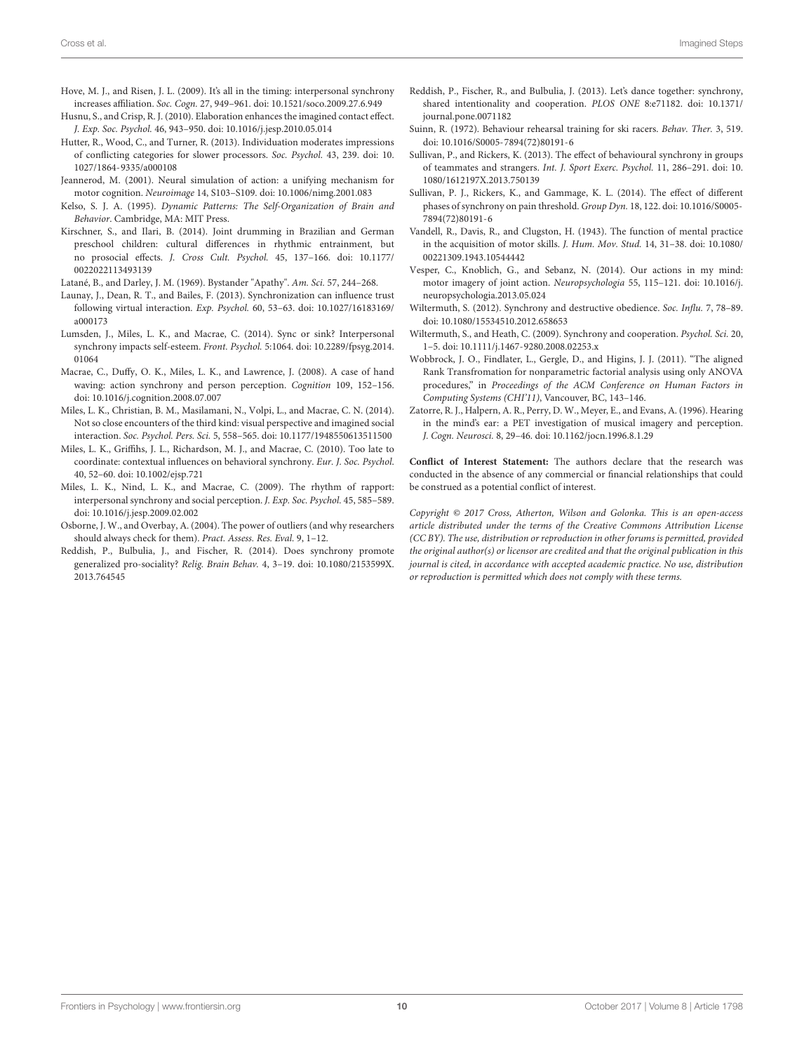Hove, M. J., and Risen, J. L. (2009). It's all in the timing: interpersonal synchrony increases affiliation. *Soc. Cogn.* 27, 949–961. doi: 10.1521/soco.2009.27.6.949

Husnu, S., and Crisp, R. J. (2010). Elaboration enhances the imagined contact effect. *J. Exp. Soc. Psychol.* 46, 943–950. doi: 10.1016/j.jesp.2010.05.014

Hutter, R., Wood, C., and Turner, R. (2013). Individuation moderates impressions of conflicting categories for slower processors. *Soc. Psychol.* 43, 239. doi: 10.1027/1864-9335/a000108

Jeannerod, M. (2001). Neural simulation of action: a unifying mechanism for motor cognition. *Neuroimage* 14, S103–S109. doi: 10.1006/nimg.2001.083

Kelso, S. J. A. (1995). *Dynamic Patterns: The Self-Organization of Brain and Behavior*. Cambridge, MA: MIT Press.

Kirschner, S., and Ilari, B. (2014). Joint drumming in Brazilian and German preschool children: cultural differences in rhythmic entrainment, but no prosocial effects. *J. Cross Cult. Psychol.* 45, 137–166. doi: 10.1177/0022022113493139

Latané, B., and Darley, J. M. (1969). Bystander "Apathy". *Am. Sci.* 57, 244–268.

Launay, J., Dean, R. T., and Bailes, F. (2013). Synchronization can influence trust following virtual interaction. *Exp. Psychol.* 60, 53–63. doi: 10.1027/16183169/a000173

Lumsden, J., Miles, L. K., and Macrae, C. (2014). Sync or sink? Interpersonal synchrony impacts self-esteem. *Front. Psychol.* 5:1064. doi: 10.2289/fpsyg.2014.01064

Macrae, C., Duffy, O. K., Miles, L. K., and Lawrence, J. (2008). A case of hand waving: action synchrony and person perception. *Cognition* 109, 152–156. doi: 10.1016/j.cognition.2008.07.007

Miles, L. K., Christian, B. M., Masilamani, N., Volpi, L., and Macrae, C. N. (2014). Not so close encounters of the third kind: visual perspective and imagined social interaction. *Soc. Psychol. Pers. Sci.* 5, 558–565. doi: 10.1177/1948550613511500

Miles, L. K., Griffihs, J. L., Richardson, M. J., and Macrae, C. (2010). Too late to coordinate: contextual influences on behavioral synchrony. *Eur. J. Soc. Psychol.* 40, 52–60. doi: 10.1002/ejsp.721

Miles, L. K., Nind, L. K., and Macrae, C. (2009). The rhythm of rapport: interpersonal synchrony and social perception. *J. Exp. Soc. Psychol.* 45, 585–589. doi: 10.1016/j.jesp.2009.02.002

Osborne, J. W., and Overbay, A. (2004). The power of outliers (and why researchers should always check for them). *Pract. Assess. Res. Eval.* 9, 1–12.

Reddish, P., Bulbulia, J., and Fischer, R. (2014). Does synchrony promote generalized pro-sociality? *Relig. Brain Behav.* 4, 3–19. doi: 10.1080/2153599X.2013.764545

Reddish, P., Fischer, R., and Bulbulia, J. (2013). Let's dance together: synchrony, shared intentionality and cooperation. *PLOS ONE* 8:e71182. doi: 10.1371/journal.pone.0071182

Suinn, R. (1972). Behaviour rehearsal training for ski racers. *Behav. Ther.* 3, 519. doi: 10.1016/S0005-7894(72)80191-6

Sullivan, P., and Rickers, K. (2013). The effect of behavioural synchrony in groups of teammates and strangers. *Int. J. Sport Exerc. Psychol.* 11, 286–291. doi: 10.1080/1612197X.2013.750139

Sullivan, P. J., Rickers, K., and Gammage, K. L. (2014). The effect of different phases of synchrony on pain threshold. *Group Dyn.* 18, 122. doi: 10.1016/S0005-7894(72)80191-6

Vandell, R., Davis, R., and Clugston, H. (1943). The function of mental practice in the acquisition of motor skills. *J. Hum. Mov. Stud.* 14, 31–38. doi: 10.1080/00221309.1943.10544442

Vesper, C., Knoblich, G., and Sebanz, N. (2014). Our actions in my mind: motor imagery of joint action. *Neuropsychologia* 55, 115–121. doi: 10.1016/j.neuropsychologia.2013.05.024

Wiltermuth, S. (2012). Synchrony and destructive obedience. *Soc. Influ.* 7, 78–89. doi: 10.1080/15534510.2012.658653

Wiltermuth, S., and Heath, C. (2009). Synchrony and cooperation. *Psychol. Sci.* 20, 1–5. doi: 10.1111/j.1467-9280.2008.02253.x

Wobbrock, J. O., Findlater, L., Gergle, D., and Higins, J. J. (2011). "The aligned Rank Transfromation for nonparametric factorial analysis using only ANOVA procedures," in *Proceedings of the ACM Conference on Human Factors in Computing Systems (CHI'11)*, Vancouver, BC, 143–146.

Zatorre, R. J., Halpern, A. R., Perry, D. W., Meyer, E., and Evans, A. (1996). Hearing in the mind's ear: a PET investigation of musical imagery and perception. *J. Cogn. Neurosci.* 8, 29–46. doi: 10.1162/jocn.1996.8.1.29

**Conflict of Interest Statement:** The authors declare that the research was conducted in the absence of any commercial or financial relationships that could be construed as a potential conflict of interest.

*Copyright © 2017 Cross, Atherton, Wilson and Golonka. This is an open-access article distributed under the terms of the Creative Commons Attribution License (CC BY). The use, distribution or reproduction in other forums is permitted, provided the original author(s) or licensor are credited and that the original publication in this journal is cited, in accordance with accepted academic practice. No use, distribution or reproduction is permitted which does not comply with these terms.*